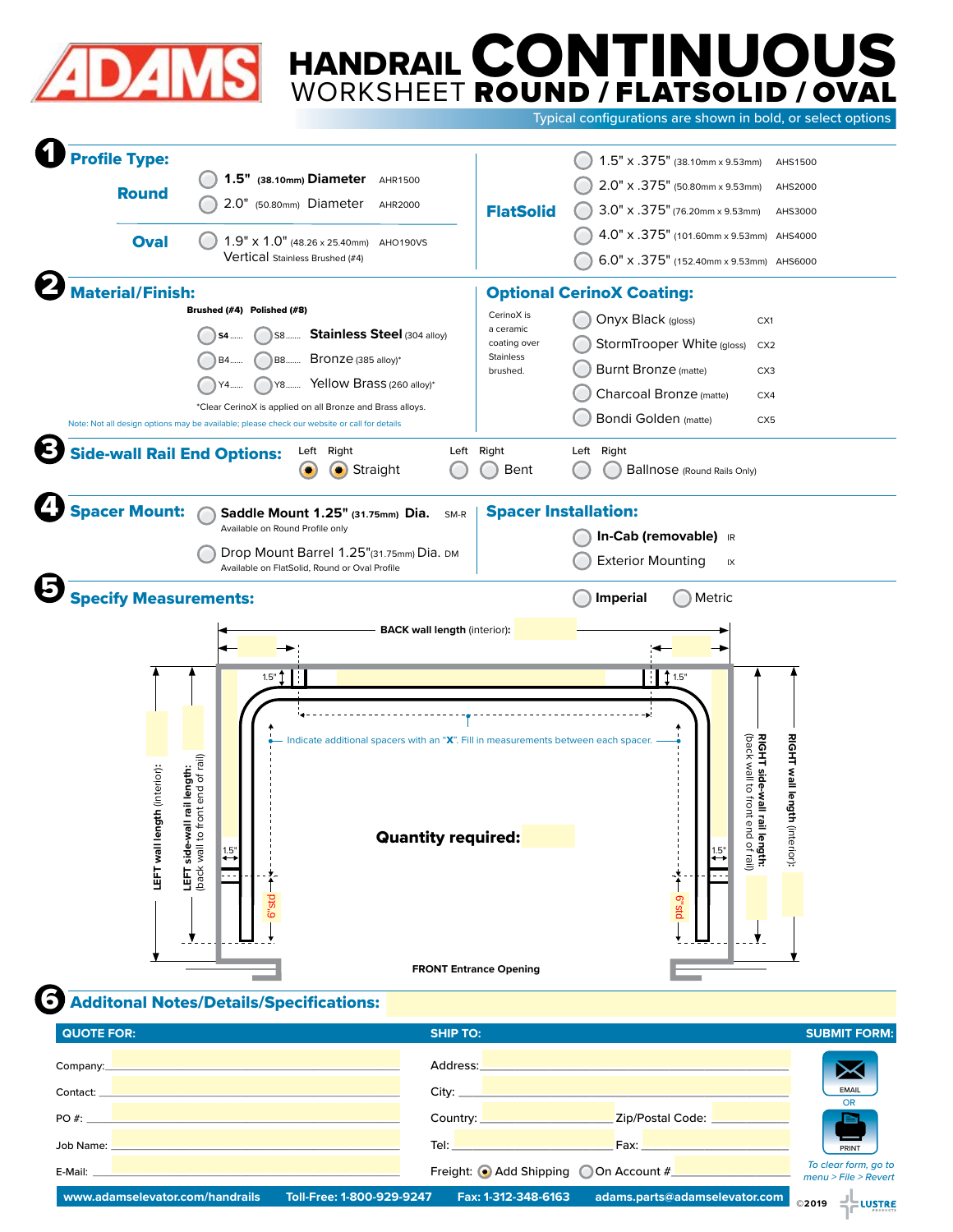# ADAMS HANDRAIL CONTINUOUS WORKSHEET ROUND / FLATSOLID / OVAL

Typical configurations are shown in bold, or select options

## 1 Profile Type:

**Round**
- **1.5" (38.10mm) Diameter** AHR1500
- 2.0" (50.80mm) Diameter AHR2000

**Oval**
- 1.9" x 1.0" (48.26 x 25.40mm) AHO190VS Vertical Stainless Brushed (#4)

**FlatSolid**
- 1.5" x .375" (38.10mm x 9.53mm) AHS1500
- 2.0" x .375" (50.80mm x 9.53mm) AHS2000
- 3.0" x .375" (76.20mm x 9.53mm) AHS3000
- 4.0" x .375" (101.60mm x 9.53mm) AHS4000
- 6.0" x .375" (152.40mm x 9.53mm) AHS6000

## 2 Material/Finish:

| Brushed (#4) | Polished (#8) | |
|---|---|---|
| S4 | S8 | **Stainless Steel** (304 alloy) |
| B4 | B8 | Bronze (385 alloy)* |
| Y4 | Y8 | Yellow Brass (260 alloy)* |

*Clear CerinoX is applied on all Bronze and Brass alloys.

Note: Not all design options may be available; please check our website or call for details

## Optional CerinoX Coating:

CerinoX is a ceramic coating over Stainless brushed.

- Onyx Black (gloss) CX1
- StormTrooper White (gloss) CX2
- Burnt Bronze (matte) CX3
- Charcoal Bronze (matte) CX4
- Bondi Golden (matte) CX5

## 3 Side-wall Rail End Options:

- Left / Right: Straight (selected)
- Left / Right: Bent
- Left / Right: Ballnose (Round Rails Only)

## 4 Spacer Mount:

- **Saddle Mount 1.25" (31.75mm) Dia.** SM-R — Available on Round Profile only
- Drop Mount Barrel 1.25" (31.75mm) Dia. DM — Available on FlatSolid, Round or Oval Profile

## Spacer Installation:

- **In-Cab (removable)** IR
- Exterior Mounting IX

## 5 Specify Measurements:

- **Imperial**
- Metric

**BACK wall length** (interior):

1.5" — 1.5"

Indicate additional spacers with an "**X**". Fill in measurements between each spacer.

**LEFT wall length** (interior):

**LEFT side-wall rail length:** (back wall to front end of rail)

**RIGHT side-wall rail length:** (back wall to front end of rail)

**RIGHT wall length** (interior):

1.5" — 1.5"

6"std — 6"std

**Quantity required:**

**FRONT Entrance Opening**

## 6 Additonal Notes/Details/Specifications:

| QUOTE FOR: | SHIP TO: | SUBMIT FORM: |
|---|---|---|
| Company: | Address: | EMAIL |
| Contact: | City: | OR |
| PO #: | Country: / Zip/Postal Code: | PRINT |
| Job Name: | Tel: / Fax: | |
| E-Mail: | Freight: Add Shipping (selected) / On Account # | *To clear form, go to menu > File > Revert* |

**www.adamselevator.com/handrails** **Toll-Free: 1-800-929-9247** **Fax: 1-312-348-6163** **adams.parts@adamselevator.com**

©2019 LUSTRE PRODUCTS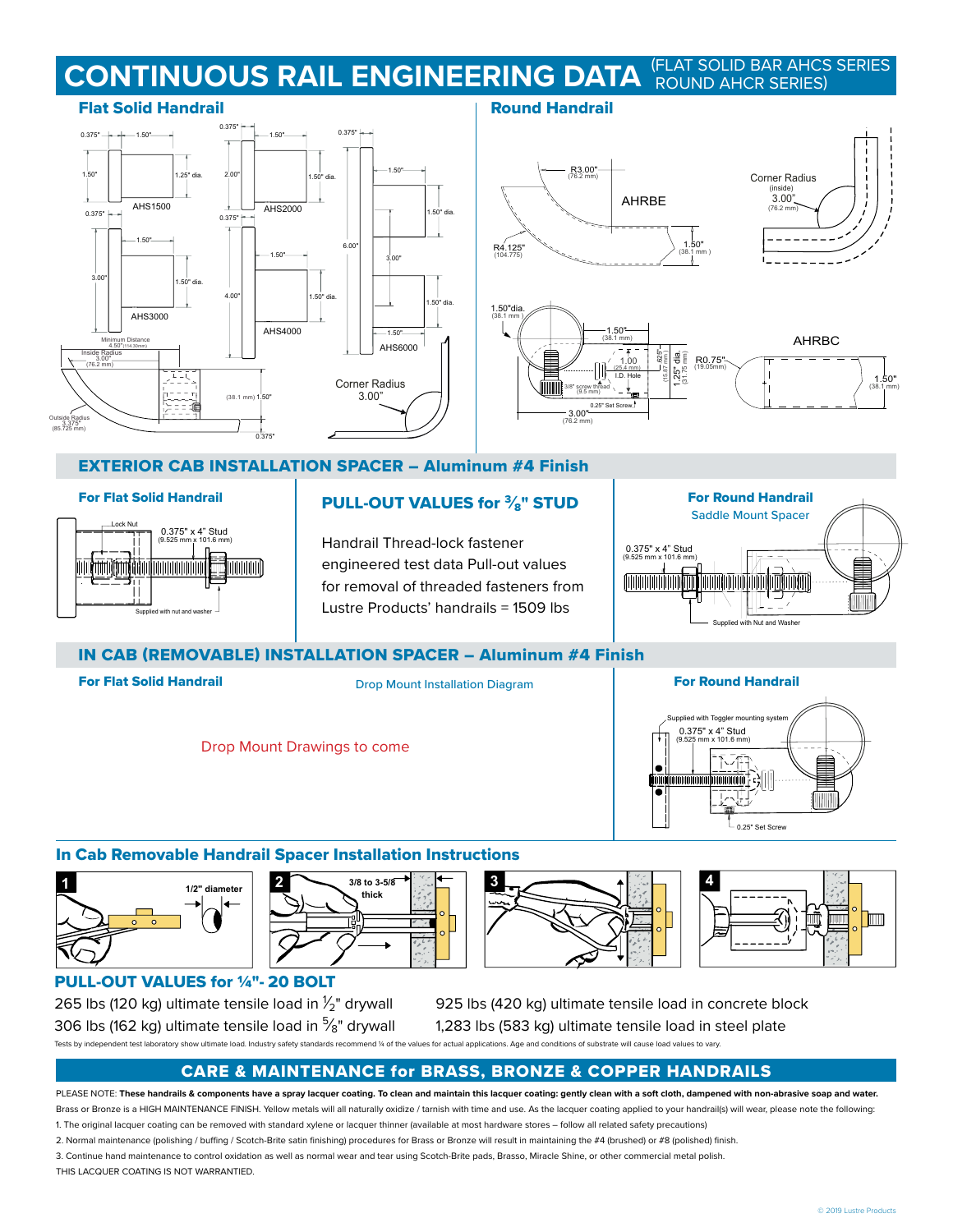# CONTINUOUS RAIL ENGINEERING DATA (FLAT SOLID BAR AHCS SERIES ROUND AHCR SERIES)

## Flat Solid Handrail

0.375"
1.50"
1.50"
1.25" dia.
AHS1500

0.375"
1.50"
2.00"
1.50" dia.
AHS2000

0.375"
1.50"
1.50" dia.
3.00"
6.00"
1.50" dia.
1.50"
AHS6000

0.375"
1.50"
3.00"
1.50" dia.
AHS3000

0.375"
1.50"
4.00"
1.50" dia.
AHS4000

Minimum Distance 4.50" (114.30mm)
Inside Radius 3.00" (76.2 mm)
Outside Radius 3.375" (85.725 mm)
(38.1 mm) 1.50"
0.375"

Corner Radius 3.00"

## Round Handrail

R3.00" (76.2 mm)
AHRBE
R4.125" (104.775)
1.50" (38.1 mm)

Corner Radius (inside) 3.00" (76.2 mm)

1.50"dia. (38.1 mm)
1.50" (38.1 mm)
1.00 (25.4 mm) I.D. Hole
.625" (15.87 mm)
1.25" dia. (31.75 mm)
3/8" screw thread (9.5 mm)
0.25" Set Screw
3.00" (76.2 mm)
R0.75" (19.05mm)

AHRBC
1.50" (38.1 mm)

## EXTERIOR CAB INSTALLATION SPACER – Aluminum #4 Finish

### For Flat Solid Handrail

Lock Nut
0.375" x 4" Stud (9.525 mm x 101.6 mm)
Supplied with nut and washer

### PULL-OUT VALUES for ⅜" STUD

Handrail Thread-lock fastener engineered test data Pull-out values for removal of threaded fasteners from Lustre Products' handrails = 1509 lbs

### For Round Handrail

Saddle Mount Spacer

0.375" x 4" Stud (9.525 mm x 101.6 mm)
Supplied with Nut and Washer

## IN CAB (REMOVABLE) INSTALLATION SPACER – Aluminum #4 Finish

### For Flat Solid Handrail

Drop Mount Installation Diagram

Drop Mount Drawings to come

### For Round Handrail

Supplied with Toggler mounting system
0.375" x 4" Stud (9.525 mm x 101.6 mm)
0.25" Set Screw

## In Cab Removable Handrail Spacer Installation Instructions

1 — 1/2" diameter
2 — 3/8 to 3-5/8 thick
3
4

## PULL-OUT VALUES for ¼"- 20 BOLT

265 lbs (120 kg) ultimate tensile load in ½" drywall
306 lbs (162 kg) ultimate tensile load in ⅝" drywall
925 lbs (420 kg) ultimate tensile load in concrete block
1,283 lbs (583 kg) ultimate tensile load in steel plate

Tests by independent test laboratory show ultimate load. Industry safety standards recommend ¼ of the values for actual applications. Age and conditions of substrate will cause load values to vary.

## CARE & MAINTENANCE for BRASS, BRONZE & COPPER HANDRAILS

PLEASE NOTE: **These handrails & components have a spray lacquer coating. To clean and maintain this lacquer coating: gently clean with a soft cloth, dampened with non-abrasive soap and water.**

Brass or Bronze is a HIGH MAINTENANCE FINISH. Yellow metals will all naturally oxidize / tarnish with time and use. As the lacquer coating applied to your handrail(s) will wear, please note the following:

1. The original lacquer coating can be removed with standard xylene or lacquer thinner (available at most hardware stores – follow all related safety precautions)
2. Normal maintenance (polishing / buffing / Scotch-Brite satin finishing) procedures for Brass or Bronze will result in maintaining the #4 (brushed) or #8 (polished) finish.
3. Continue hand maintenance to control oxidation as well as normal wear and tear using Scotch-Brite pads, Brasso, Miracle Shine, or other commercial metal polish.

THIS LACQUER COATING IS NOT WARRANTIED.

© 2019 Lustre Products